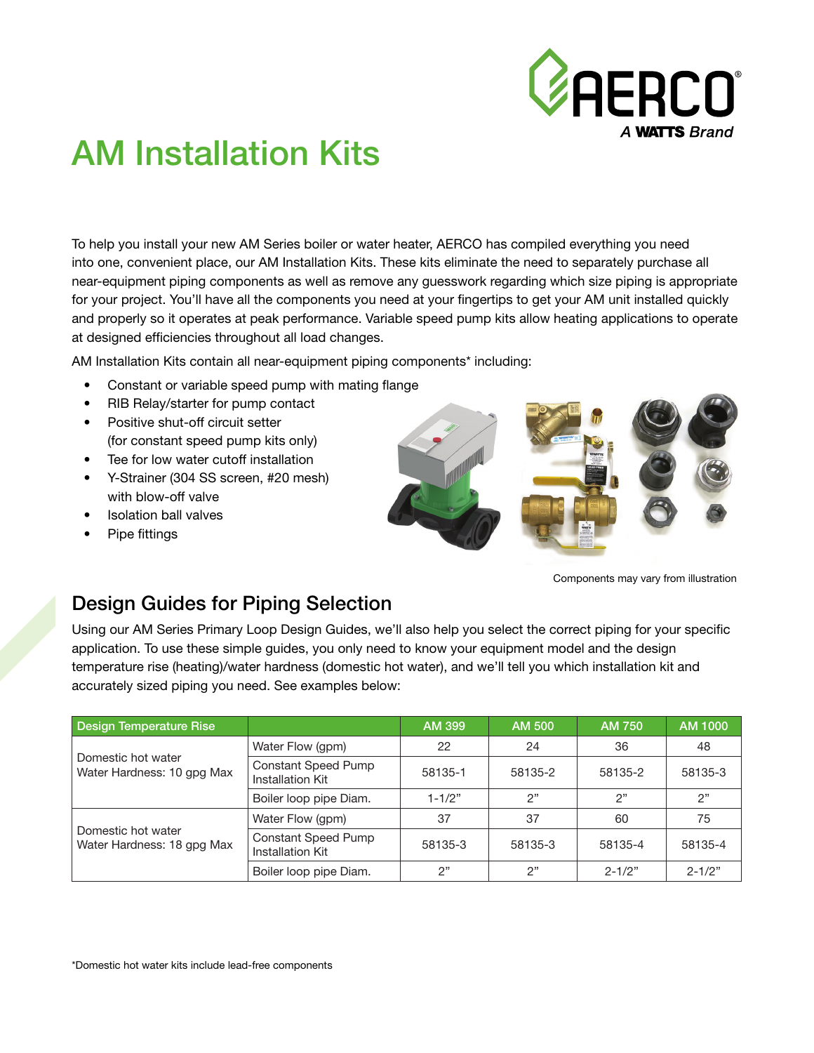# AM Installation Kits

To help you install your new AM Series boiler or water heater, AERCO has compiled everything you need into one, convenient place, our AM Installation Kits. These kits eliminate the need to separately purchase all near-equipment piping components as well as remove any guesswork regarding which size piping is appropriate for your project. You'll have all the components you need at your fingertips to get your AM unit installed quickly and properly so it operates at peak performance. Variable speed pump kits allow heating applications to operate at designed efficiencies throughout all load changes.

AM Installation Kits contain all near-equipment piping components* including:

- Constant or variable speed pump with mating flange
- RIB Relay/starter for pump contact
- Positive shut-off circuit setter (for constant speed pump kits only)
- Tee for low water cutoff installation
- Y-Strainer (304 SS screen, #20 mesh) with blow-off valve
- Isolation ball valves
- Pipe fittings

Components may vary from illustration

## Design Guides for Piping Selection

Using our AM Series Primary Loop Design Guides, we'll also help you select the correct piping for your specific application. To use these simple guides, you only need to know your equipment model and the design temperature rise (heating)/water hardness (domestic hot water), and we'll tell you which installation kit and accurately sized piping you need. See examples below:

| Design Temperature Rise | | AM 399 | AM 500 | AM 750 | AM 1000 |
|---|---|---|---|---|---|
| Domestic hot water Water Hardness: 10 gpg Max | Water Flow (gpm) | 22 | 24 | 36 | 48 |
| | Constant Speed Pump Installation Kit | 58135-1 | 58135-2 | 58135-2 | 58135-3 |
| | Boiler loop pipe Diam. | 1-1/2" | 2" | 2" | 2" |
| Domestic hot water Water Hardness: 18 gpg Max | Water Flow (gpm) | 37 | 37 | 60 | 75 |
| | Constant Speed Pump Installation Kit | 58135-3 | 58135-3 | 58135-4 | 58135-4 |
| | Boiler loop pipe Diam. | 2" | 2" | 2-1/2" | 2-1/2" |

*Domestic hot water kits include lead-free components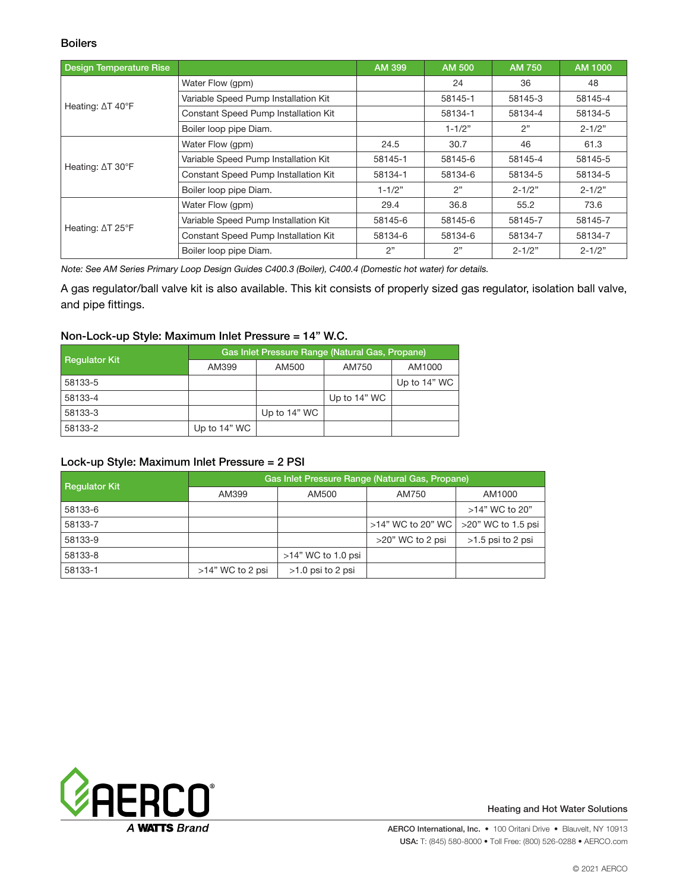## Boilers

| Design Temperature Rise | | AM 399 | AM 500 | AM 750 | AM 1000 |
|---|---|---|---|---|---|
| Heating: ΔT 40°F | Water Flow (gpm) | | 24 | 36 | 48 |
| | Variable Speed Pump Installation Kit | | 58145-1 | 58145-3 | 58145-4 |
| | Constant Speed Pump Installation Kit | | 58134-1 | 58134-4 | 58134-5 |
| | Boiler loop pipe Diam. | | 1-1/2" | 2" | 2-1/2" |
| Heating: ΔT 30°F | Water Flow (gpm) | 24.5 | 30.7 | 46 | 61.3 |
| | Variable Speed Pump Installation Kit | 58145-1 | 58145-6 | 58145-4 | 58145-5 |
| | Constant Speed Pump Installation Kit | 58134-1 | 58134-6 | 58134-5 | 58134-5 |
| | Boiler loop pipe Diam. | 1-1/2" | 2" | 2-1/2" | 2-1/2" |
| Heating: ΔT 25°F | Water Flow (gpm) | 29.4 | 36.8 | 55.2 | 73.6 |
| | Variable Speed Pump Installation Kit | 58145-6 | 58145-6 | 58145-7 | 58145-7 |
| | Constant Speed Pump Installation Kit | 58134-6 | 58134-6 | 58134-7 | 58134-7 |
| | Boiler loop pipe Diam. | 2" | 2" | 2-1/2" | 2-1/2" |

*Note: See AM Series Primary Loop Design Guides C400.3 (Boiler), C400.4 (Domestic hot water) for details.*

A gas regulator/ball valve kit is also available. This kit consists of properly sized gas regulator, isolation ball valve, and pipe fittings.

### Non-Lock-up Style: Maximum Inlet Pressure = 14" W.C.

| Regulator Kit | Gas Inlet Pressure Range (Natural Gas, Propane) | | | |
|---|---|---|---|---|
| | AM399 | AM500 | AM750 | AM1000 |
| 58133-5 | | | | Up to 14" WC |
| 58133-4 | | | Up to 14" WC | |
| 58133-3 | | Up to 14" WC | | |
| 58133-2 | Up to 14" WC | | | |

### Lock-up Style: Maximum Inlet Pressure = 2 PSI

| Regulator Kit | Gas Inlet Pressure Range (Natural Gas, Propane) | | | |
|---|---|---|---|---|
| | AM399 | AM500 | AM750 | AM1000 |
| 58133-6 | | | | >14" WC to 20" |
| 58133-7 | | | >14" WC to 20" WC | >20" WC to 1.5 psi |
| 58133-9 | | | >20" WC to 2 psi | >1.5 psi to 2 psi |
| 58133-8 | | >14" WC to 1.0 psi | | |
| 58133-1 | >14" WC to 2 psi | >1.0 psi to 2 psi | | |

AERCO
A WATTS Brand

Heating and Hot Water Solutions

AERCO International, Inc. • 100 Oritani Drive • Blauvelt, NY 10913
USA: T: (845) 580-8000 • Toll Free: (800) 526-0288 • AERCO.com

© 2021 AERCO